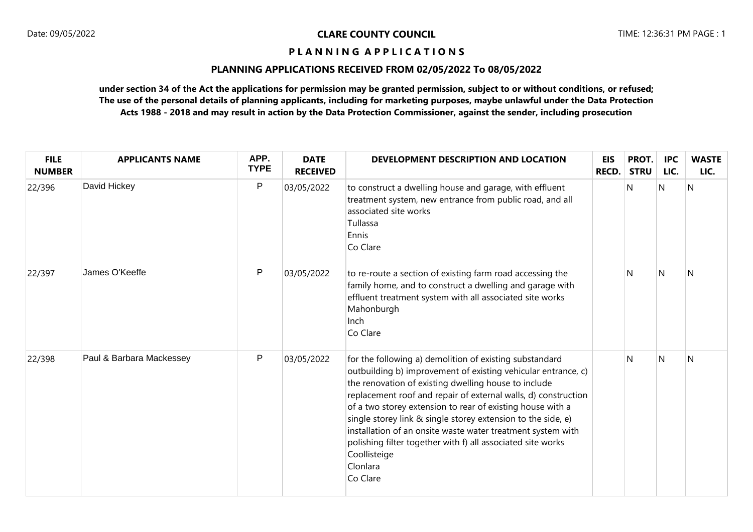**CLARE COUNTY COUNCIL**

**P L A N N I N G A P P L I C A T I O N S**

**PLANNING APPLICATIONS RECEIVED FROM 02/05/2022 To 08/05/2022**

**under section 34 of the Act the applications for permission may be granted permission, subject to or without conditions, or refused; The use of the personal details of planning applicants, including for marketing purposes, maybe unlawful under the Data Protection Acts 1988 - 2018 and may result in action by the Data Protection Commissioner, against the sender, including prosecution**

| FILE NUMBER | APPLICANTS NAME | APP. TYPE | DATE RECEIVED | DEVELOPMENT DESCRIPTION AND LOCATION | EIS RECD. | PROT. STRU | IPC LIC. | WASTE LIC. |
|---|---|---|---|---|---|---|---|---|
| 22/396 | David Hickey | P | 03/05/2022 | to construct a dwelling house and garage, with effluent treatment system, new entrance from public road, and all associated site works<br>Tullassa<br>Ennis<br>Co Clare | | N | N | N |
| 22/397 | James O'Keeffe | P | 03/05/2022 | to re-route a section of existing farm road accessing the family home, and to construct a dwelling and garage with effluent treatment system with all associated site works<br>Mahonburgh<br>Inch<br>Co Clare | | N | N | N |
| 22/398 | Paul & Barbara Mackessey | P | 03/05/2022 | for the following a) demolition of existing substandard outbuilding b) improvement of existing vehicular entrance, c) the renovation of existing dwelling house to include replacement roof and repair of external walls, d) construction of a two storey extension to rear of existing house with a single storey link & single storey extension to the side, e) installation of an onsite waste water treatment system with polishing filter together with f) all associated site works<br>Coollisteige<br>Clonlara<br>Co Clare | | N | N | N |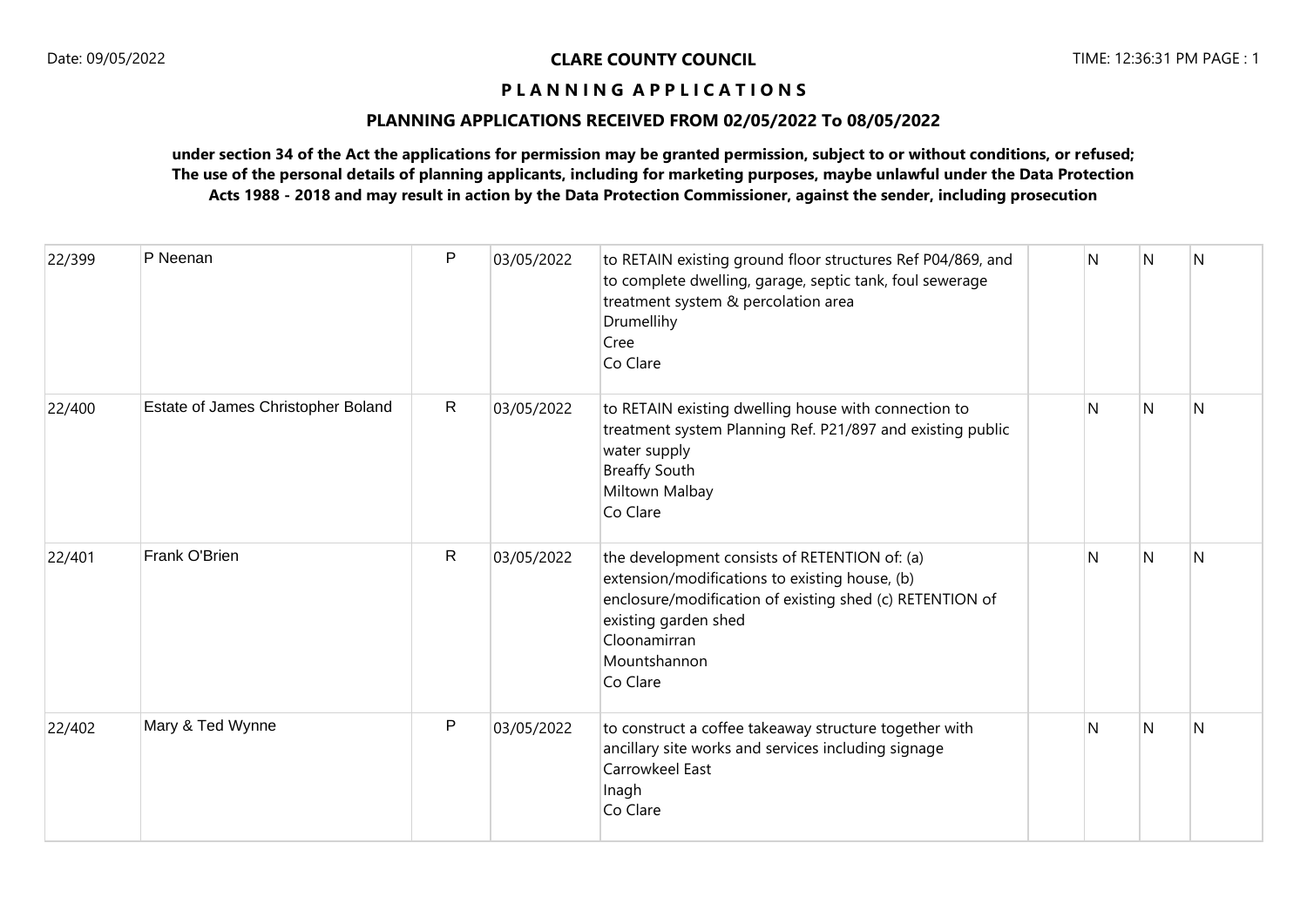**CLARE COUNTY COUNCIL**

**P L A N N I N G A P P L I C A T I O N S**

**PLANNING APPLICATIONS RECEIVED FROM 02/05/2022 To 08/05/2022**

**under section 34 of the Act the applications for permission may be granted permission, subject to or without conditions, or refused; The use of the personal details of planning applicants, including for marketing purposes, maybe unlawful under the Data Protection Acts 1988 - 2018 and may result in action by the Data Protection Commissioner, against the sender, including prosecution**

| | | | | | | | | |
|---|---|---|---|---|---|---|---|---|
| 22/399 | P Neenan | P | 03/05/2022 | to RETAIN existing ground floor structures Ref P04/869, and to complete dwelling, garage, septic tank, foul sewerage treatment system & percolation area<br>Drumellihy<br>Cree<br>Co Clare | | N | N | N |
| 22/400 | Estate of James Christopher Boland | R | 03/05/2022 | to RETAIN existing dwelling house with connection to treatment system Planning Ref. P21/897 and existing public water supply<br>Breaffy South<br>Miltown Malbay<br>Co Clare | | N | N | N |
| 22/401 | Frank O'Brien | R | 03/05/2022 | the development consists of RETENTION of: (a) extension/modifications to existing house, (b) enclosure/modification of existing shed (c) RETENTION of existing garden shed<br>Cloonamirran<br>Mountshannon<br>Co Clare | | N | N | N |
| 22/402 | Mary & Ted Wynne | P | 03/05/2022 | to construct a coffee takeaway structure together with ancillary site works and services including signage<br>Carrowkeel East<br>Inagh<br>Co Clare | | N | N | N |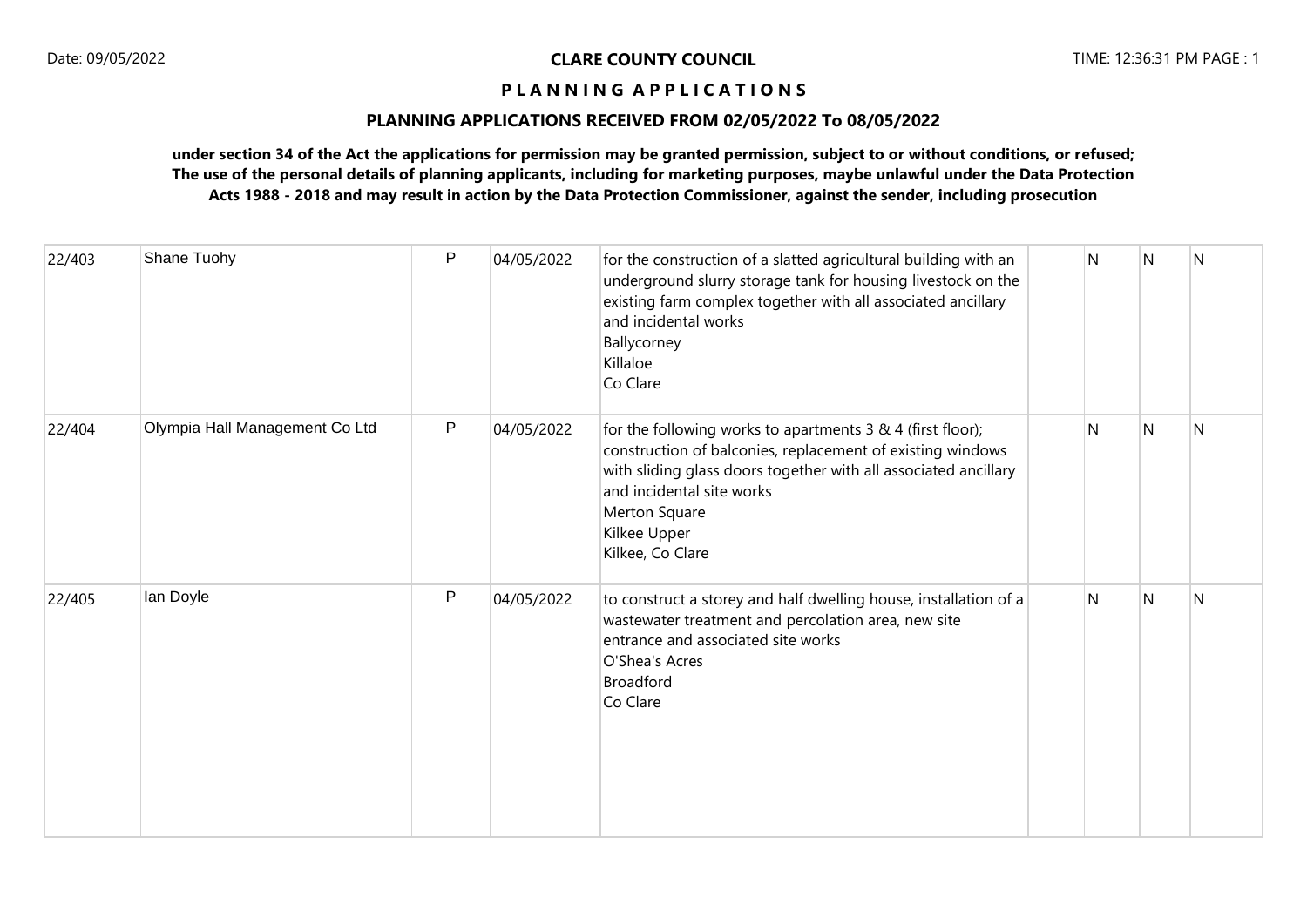**CLARE COUNTY COUNCIL**

**P L A N N I N G   A P P L I C A T I O N S**

**PLANNING APPLICATIONS RECEIVED FROM 02/05/2022 To 08/05/2022**

**under section 34 of the Act the applications for permission may be granted permission, subject to or without conditions, or refused; The use of the personal details of planning applicants, including for marketing purposes, maybe unlawful under the Data Protection Acts 1988 - 2018 and may result in action by the Data Protection Commissioner, against the sender, including prosecution**

| | | | | | | | | |
|---|---|---|---|---|---|---|---|---|
| 22/403 | Shane Tuohy | P | 04/05/2022 | for the construction of a slatted agricultural building with an underground slurry storage tank for housing livestock on the existing farm complex together with all associated ancillary and incidental works<br>Ballycorney<br>Killaloe<br>Co Clare | | N | N | N |
| 22/404 | Olympia Hall Management Co Ltd | P | 04/05/2022 | for the following works to apartments 3 & 4 (first floor); construction of balconies, replacement of existing windows with sliding glass doors together with all associated ancillary and incidental site works<br>Merton Square<br>Kilkee Upper<br>Kilkee, Co Clare | | N | N | N |
| 22/405 | Ian Doyle | P | 04/05/2022 | to construct a storey and half dwelling house, installation of a wastewater treatment and percolation area, new site entrance and associated site works<br>O'Shea's Acres<br>Broadford<br>Co Clare | | N | N | N |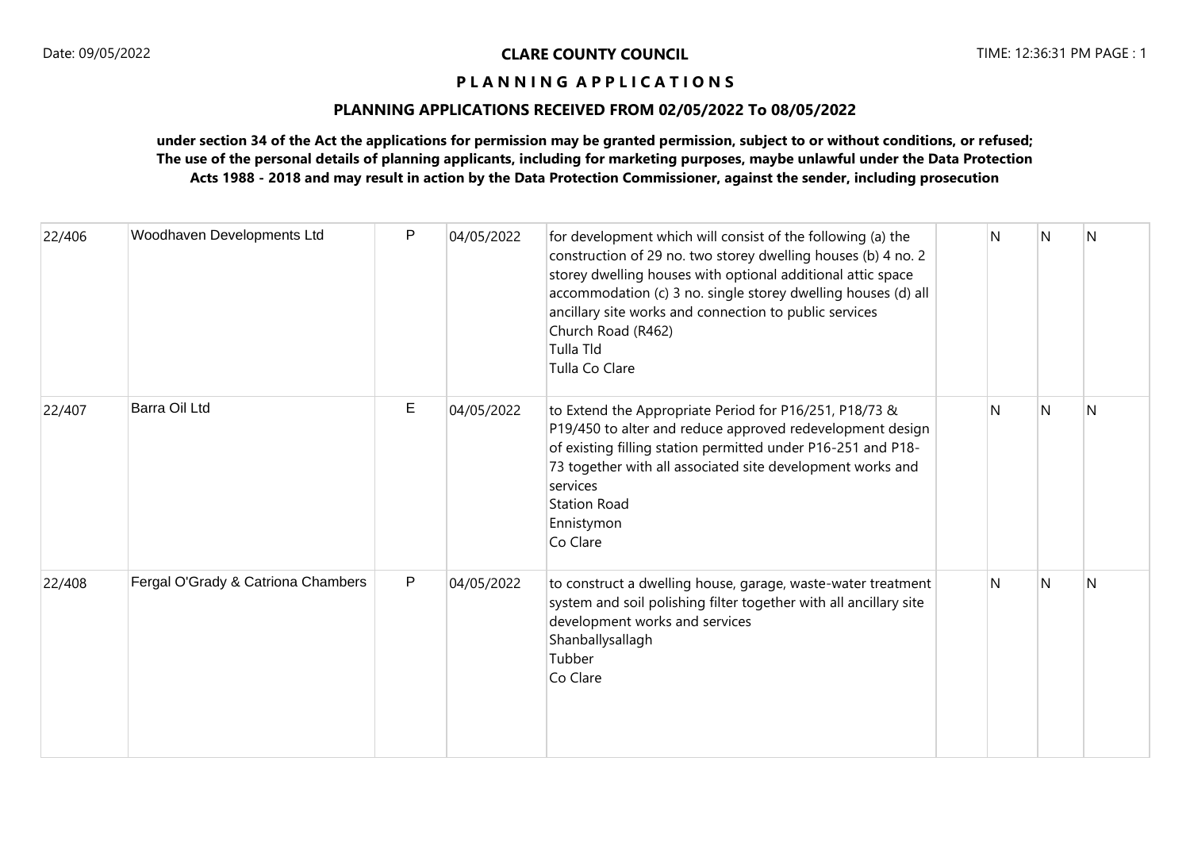**CLARE COUNTY COUNCIL**

**P L A N N I N G A P P L I C A T I O N S**

**PLANNING APPLICATIONS RECEIVED FROM 02/05/2022 To 08/05/2022**

**under section 34 of the Act the applications for permission may be granted permission, subject to or without conditions, or refused; The use of the personal details of planning applicants, including for marketing purposes, maybe unlawful under the Data Protection Acts 1988 - 2018 and may result in action by the Data Protection Commissioner, against the sender, including prosecution**

| | | | | | | | | |
|---|---|---|---|---|---|---|---|---|
| 22/406 | Woodhaven Developments Ltd | P | 04/05/2022 | for development which will consist of the following (a) the construction of 29 no. two storey dwelling houses (b) 4 no. 2 storey dwelling houses with optional additional attic space accommodation (c) 3 no. single storey dwelling houses (d) all ancillary site works and connection to public services<br>Church Road (R462)<br>Tulla Tld<br>Tulla Co Clare | | N | N | N |
| 22/407 | Barra Oil Ltd | E | 04/05/2022 | to Extend the Appropriate Period for P16/251, P18/73 & P19/450 to alter and reduce approved redevelopment design of existing filling station permitted under P16-251 and P18-73 together with all associated site development works and services<br>Station Road<br>Ennistymon<br>Co Clare | | N | N | N |
| 22/408 | Fergal O'Grady & Catriona Chambers | P | 04/05/2022 | to construct a dwelling house, garage, waste-water treatment system and soil polishing filter together with all ancillary site development works and services<br>Shanballysallagh<br>Tubber<br>Co Clare | | N | N | N |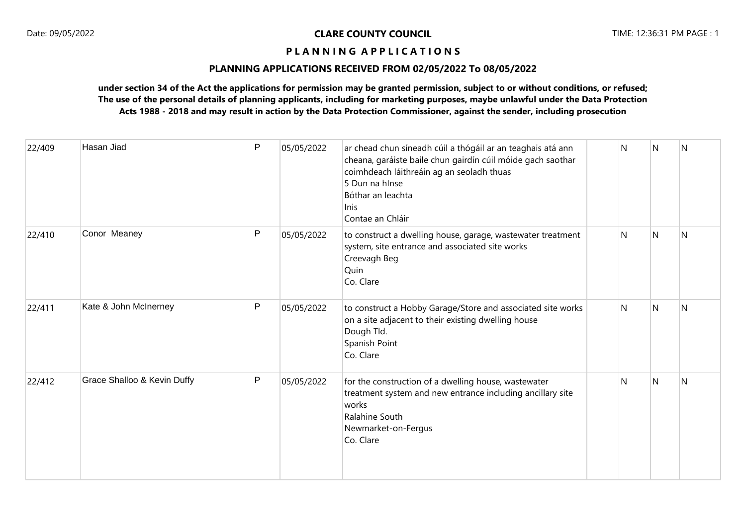**CLARE COUNTY COUNCIL**

**P L A N N I N G   A P P L I C A T I O N S**

**PLANNING APPLICATIONS RECEIVED FROM 02/05/2022 To 08/05/2022**

**under section 34 of the Act the applications for permission may be granted permission, subject to or without conditions, or refused; The use of the personal details of planning applicants, including for marketing purposes, maybe unlawful under the Data Protection Acts 1988 - 2018 and may result in action by the Data Protection Commissioner, against the sender, including prosecution**

| | | | | | | | | |
|---|---|---|---|---|---|---|---|---|
| 22/409 | Hasan Jiad | P | 05/05/2022 | ar chead chun síneadh cúil a thógáil ar an teaghais atá ann cheana, garáiste baile chun gairdín cúil móide gach saothar coimhdeach láithreáin ag an seoladh thuas<br>5 Dun na hInse<br>Bóthar an leachta<br>Inis<br>Contae an Chláir | | N | N | N |
| 22/410 | Conor Meaney | P | 05/05/2022 | to construct a dwelling house, garage, wastewater treatment system, site entrance and associated site works<br>Creevagh Beg<br>Quin<br>Co. Clare | | N | N | N |
| 22/411 | Kate & John McInerney | P | 05/05/2022 | to construct a Hobby Garage/Store and associated site works on a site adjacent to their existing dwelling house<br>Dough Tld.<br>Spanish Point<br>Co. Clare | | N | N | N |
| 22/412 | Grace Shalloo & Kevin Duffy | P | 05/05/2022 | for the construction of a dwelling house, wastewater treatment system and new entrance including ancillary site works<br>Ralahine South<br>Newmarket-on-Fergus<br>Co. Clare | | N | N | N |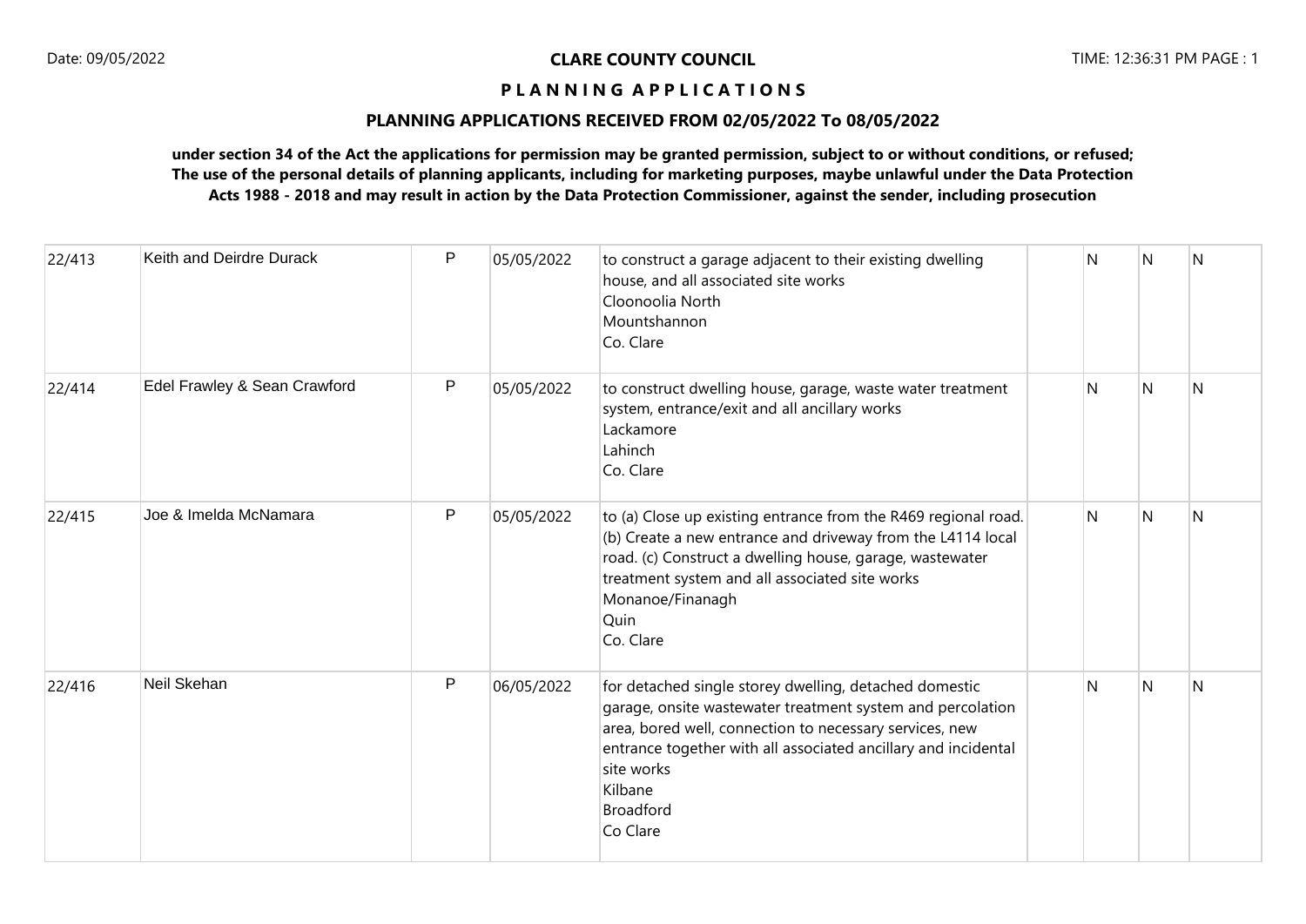**CLARE COUNTY COUNCIL**

**P L A N N I N G A P P L I C A T I O N S**

**PLANNING APPLICATIONS RECEIVED FROM 02/05/2022 To 08/05/2022**

**under section 34 of the Act the applications for permission may be granted permission, subject to or without conditions, or refused; The use of the personal details of planning applicants, including for marketing purposes, maybe unlawful under the Data Protection Acts 1988 - 2018 and may result in action by the Data Protection Commissioner, against the sender, including prosecution**

| | | | | | | | | |
|---|---|---|---|---|---|---|---|---|
| 22/413 | Keith and Deirdre Durack | P | 05/05/2022 | to construct a garage adjacent to their existing dwelling house, and all associated site works<br>Cloonoolia North<br>Mountshannon<br>Co. Clare | | N | N | N |
| 22/414 | Edel Frawley & Sean Crawford | P | 05/05/2022 | to construct dwelling house, garage, waste water treatment system, entrance/exit and all ancillary works<br>Lackamore<br>Lahinch<br>Co. Clare | | N | N | N |
| 22/415 | Joe & Imelda McNamara | P | 05/05/2022 | to (a) Close up existing entrance from the R469 regional road. (b) Create a new entrance and driveway from the L4114 local road. (c) Construct a dwelling house, garage, wastewater treatment system and all associated site works<br>Monanoe/Finanagh<br>Quin<br>Co. Clare | | N | N | N |
| 22/416 | Neil Skehan | P | 06/05/2022 | for detached single storey dwelling, detached domestic garage, onsite wastewater treatment system and percolation area, bored well, connection to necessary services, new entrance together with all associated ancillary and incidental site works<br>Kilbane<br>Broadford<br>Co Clare | | N | N | N |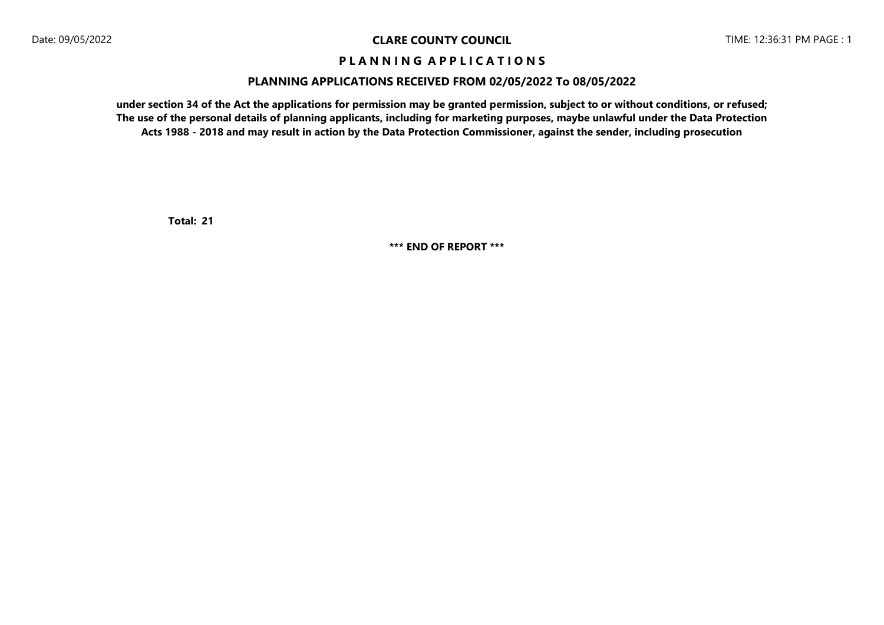# CLARE COUNTY COUNCIL

## P L A N N I N G  A P P L I C A T I O N S

### PLANNING APPLICATIONS RECEIVED FROM 02/05/2022 To 08/05/2022

**under section 34 of the Act the applications for permission may be granted permission, subject to or without conditions, or refused; The use of the personal details of planning applicants, including for marketing purposes, maybe unlawful under the Data Protection Acts 1988 - 2018 and may result in action by the Data Protection Commissioner, against the sender, including prosecution**

**Total: 21**

**\*\*\* END OF REPORT \*\*\***